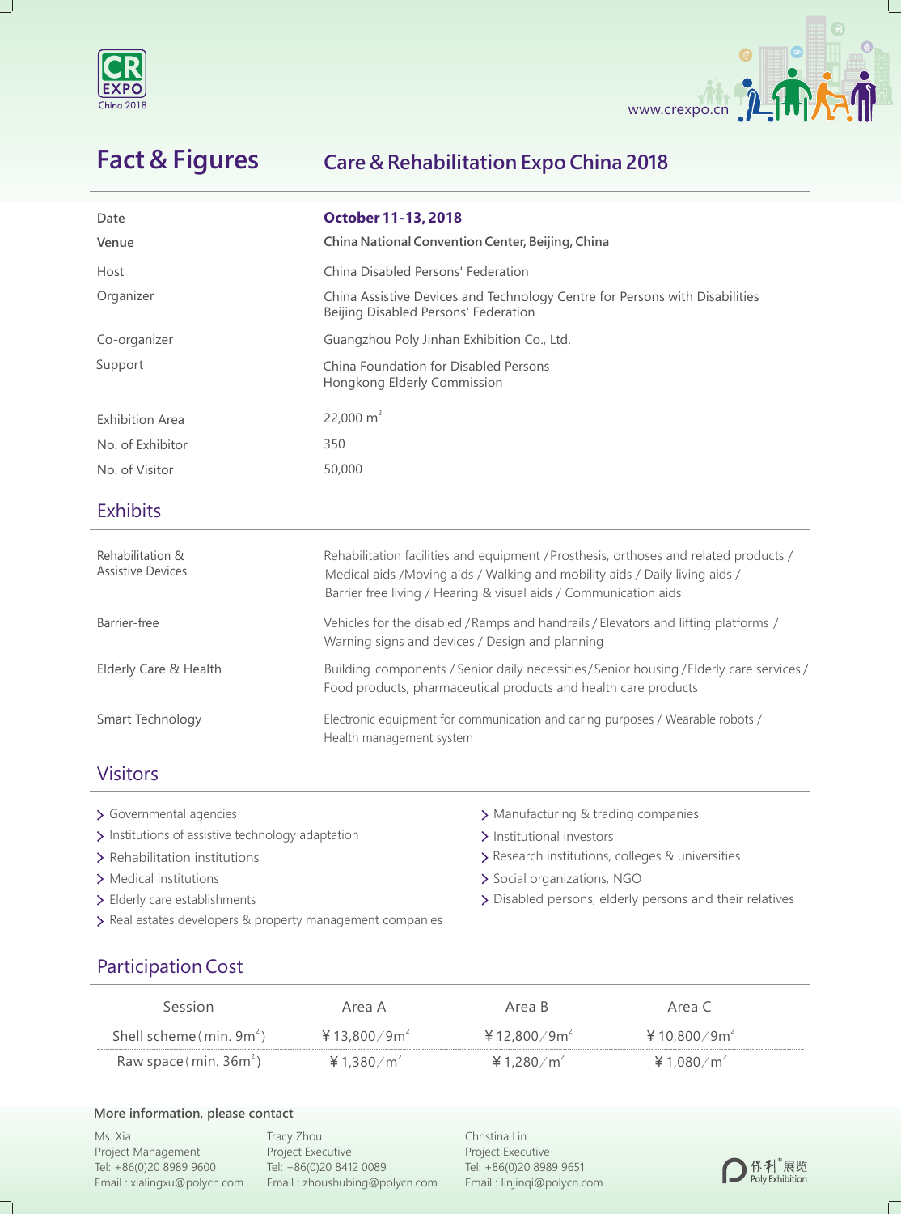CR EXPO China 2018

www.crexpo.cn

# Fact & Figures

## Care & Rehabilitation Expo China 2018

| | |
|---|---|
| Date | **October 11-13, 2018** |
| Venue | **China National Convention Center, Beijing, China** |
| Host | China Disabled Persons' Federation |
| Organizer | China Assistive Devices and Technology Centre for Persons with Disabilities<br>Beijing Disabled Persons' Federation |
| Co-organizer | Guangzhou Poly Jinhan Exhibition Co., Ltd. |
| Support | China Foundation for Disabled Persons<br>Hongkong Elderly Commission |
| Exhibition Area | 22,000 $m^2$ |
| No. of Exhibitor | 350 |
| No. of Visitor | 50,000 |

## Exhibits

| | |
|---|---|
| Rehabilitation & Assistive Devices | Rehabilitation facilities and equipment / Prosthesis, orthoses and related products / Medical aids / Moving aids / Walking and mobility aids / Daily living aids / Barrier free living / Hearing & visual aids / Communication aids |
| Barrier-free | Vehicles for the disabled / Ramps and handrails / Elevators and lifting platforms / Warning signs and devices / Design and planning |
| Elderly Care & Health | Building components / Senior daily necessities / Senior housing / Elderly care services / Food products, pharmaceutical products and health care products |
| Smart Technology | Electronic equipment for communication and caring purposes / Wearable robots / Health management system |

## Visitors

- Governmental agencies
- Institutions of assistive technology adaptation
- Rehabilitation institutions
- Medical institutions
- Elderly care establishments
- Real estates developers & property management companies
- Manufacturing & trading companies
- Institutional investors
- Research institutions, colleges & universities
- Social organizations, NGO
- Disabled persons, elderly persons and their relatives

## Participation Cost

| Session | Area A | Area B | Area C |
|---|---|---|---|
| Shell scheme (min. 9$m^2$) | ¥13,800/9$m^2$ | ¥12,800/9$m^2$ | ¥10,800/9$m^2$ |
| Raw space (min. 36$m^2$) | ¥1,380/$m^2$ | ¥1,280/$m^2$ | ¥1,080/$m^2$ |

**More information, please contact**

Ms. Xia
Project Management
Tel: +86(0)20 8989 9600
Email : xialingxu@polycn.com

Tracy Zhou
Project Executive
Tel: +86(0)20 8412 0089
Email : zhoushubing@polycn.com

Christina Lin
Project Executive
Tel: +86(0)20 8989 9651
Email : linjinqi@polycn.com

保利®展览 Poly Exhibition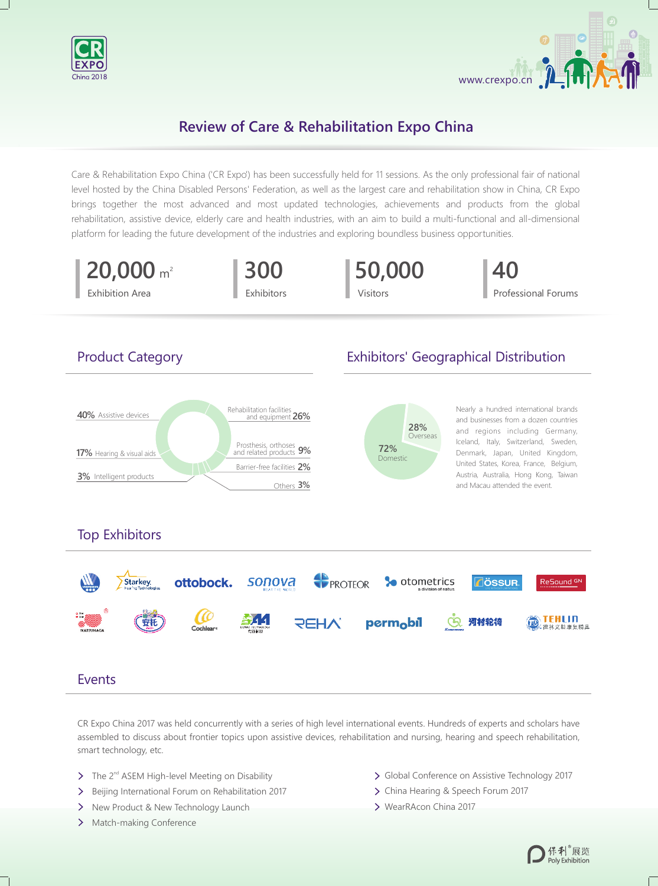# Review of Care & Rehabilitation Expo China

Care & Rehabilitation Expo China ('CR Expo') has been successfully held for 11 sessions. As the only professional fair of national level hosted by the China Disabled Persons' Federation, as well as the largest care and rehabilitation show in China, CR Expo brings together the most advanced and most updated technologies, achievements and products from the global rehabilitation, assistive device, elderly care and health industries, with an aim to build a multi-functional and all-dimensional platform for leading the future development of the industries and exploring boundless business opportunities.

**20,000 $m^2$**
Exhibition Area

**300**
Exhibitors

**50,000**
Visitors

**40**
Professional Forums

## Product Category

40% Assistive devices
17% Hearing & visual aids
3% Intelligent products
Rehabilitation facilities and equipment 26%
Prosthesis, orthoses and related products 9%
Barrier-free facilities 2%
Others 3%

## Exhibitors' Geographical Distribution

28% Overseas
72% Domestic

Nearly a hundred international brands and businesses from a dozen countries and regions including Germany, Iceland, Italy, Switzerland, Sweden, Denmark, Japan, United Kingdom, United States, Korea, France, Belgium, Austria, Australia, Hong Kong, Taiwan and Macau attended the event.

## Top Exhibitors

Starkey Hearing Technologies, ottobock., sonova, PROTEOR, otometrics, ÖSSUR, ReSound GN, MATSUNAGA, 安托, Cochlear, REHA, permobil, 河村轮椅, TEHLIN 德林义肢矫形辅具

## Events

CR Expo China 2017 was held concurrently with a series of high level international events. Hundreds of experts and scholars have assembled to discuss about frontier topics upon assistive devices, rehabilitation and nursing, hearing and speech rehabilitation, smart technology, etc.

- The 2nd ASEM High-level Meeting on Disability
- Beijing International Forum on Rehabilitation 2017
- New Product & New Technology Launch
- Match-making Conference
- Global Conference on Assistive Technology 2017
- China Hearing & Speech Forum 2017
- WearRAcon China 2017